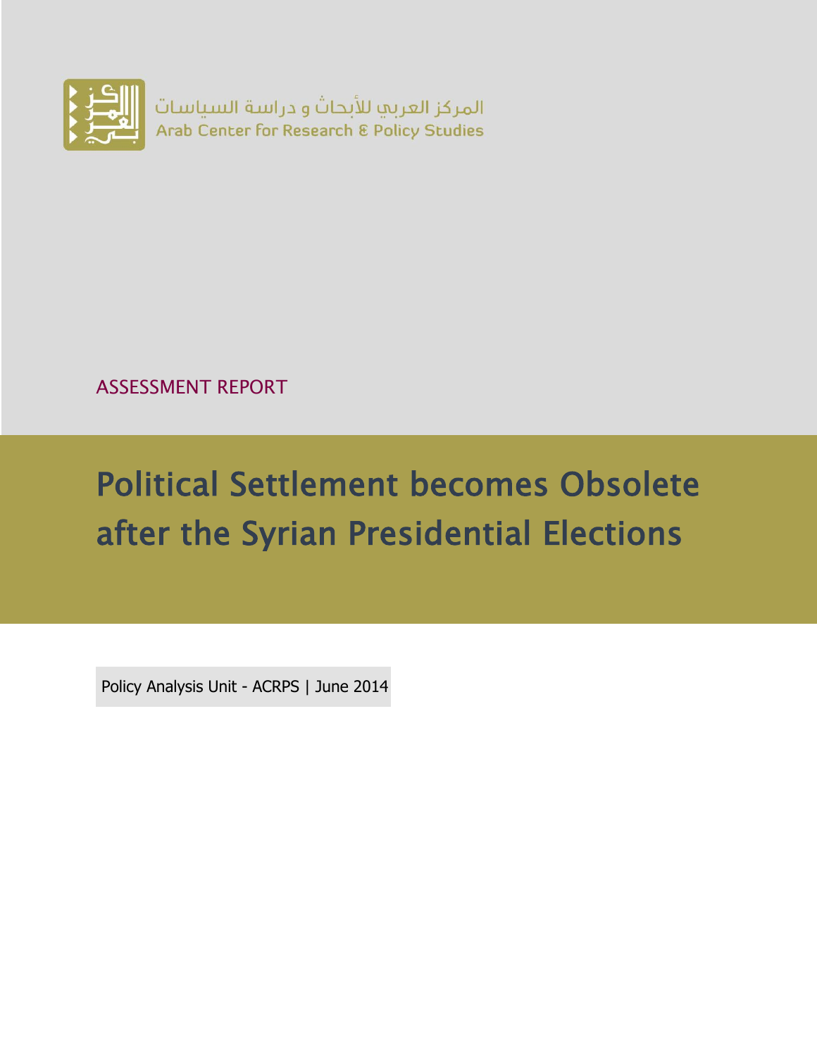المركز العربي للأبحاث و دراسة السياسات
Arab Center for Research & Policy Studies

ASSESSMENT REPORT

# Political Settlement becomes Obsolete after the Syrian Presidential Elections

Policy Analysis Unit - ACRPS | June 2014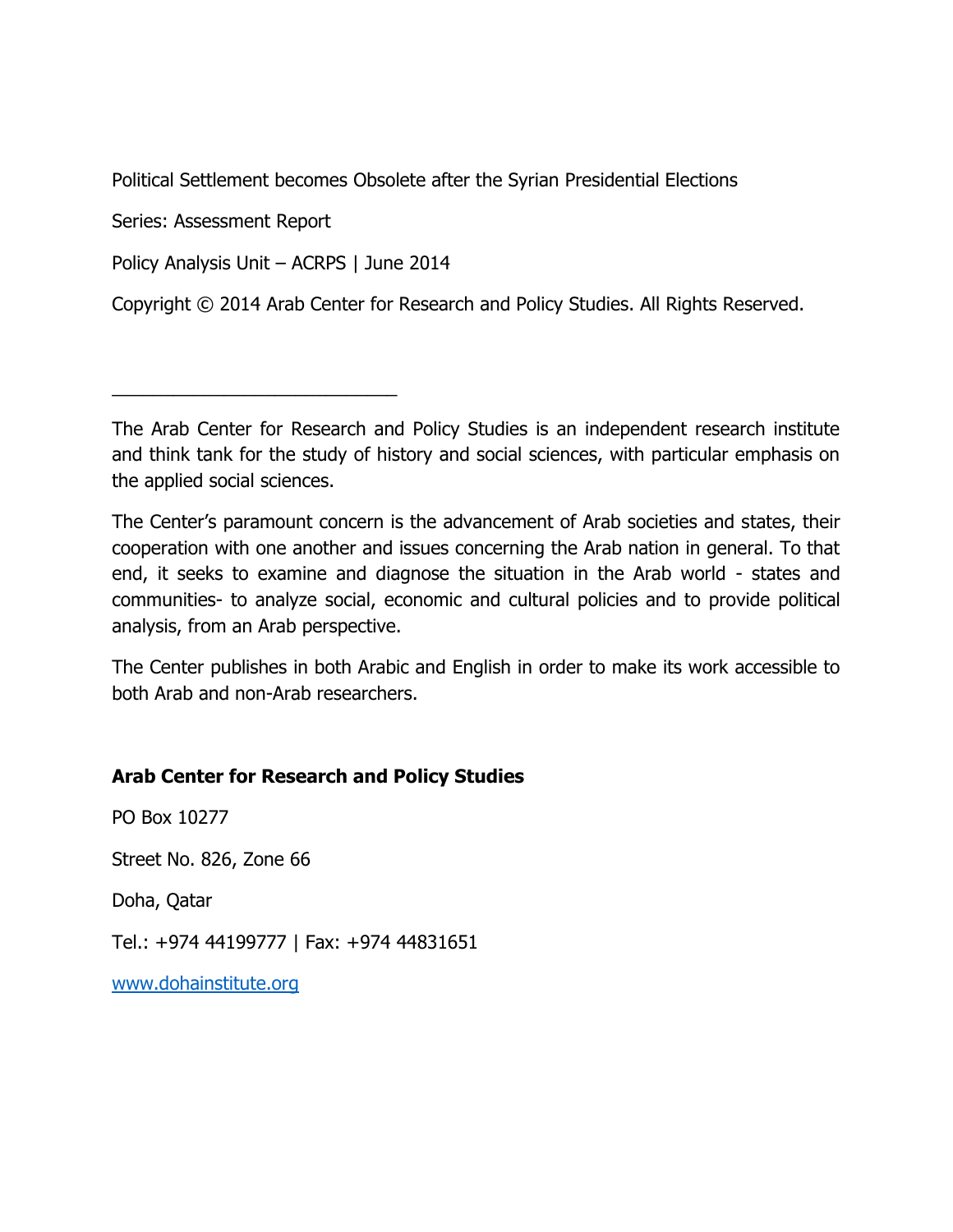Political Settlement becomes Obsolete after the Syrian Presidential Elections

Series: Assessment Report

Policy Analysis Unit – ACRPS | June 2014

Copyright © 2014 Arab Center for Research and Policy Studies. All Rights Reserved.

---

The Arab Center for Research and Policy Studies is an independent research institute and think tank for the study of history and social sciences, with particular emphasis on the applied social sciences.

The Center's paramount concern is the advancement of Arab societies and states, their cooperation with one another and issues concerning the Arab nation in general. To that end, it seeks to examine and diagnose the situation in the Arab world - states and communities- to analyze social, economic and cultural policies and to provide political analysis, from an Arab perspective.

The Center publishes in both Arabic and English in order to make its work accessible to both Arab and non-Arab researchers.

**Arab Center for Research and Policy Studies**

PO Box 10277

Street No. 826, Zone 66

Doha, Qatar

Tel.: +974 44199777 | Fax: +974 44831651

[www.dohainstitute.org](http://www.dohainstitute.org)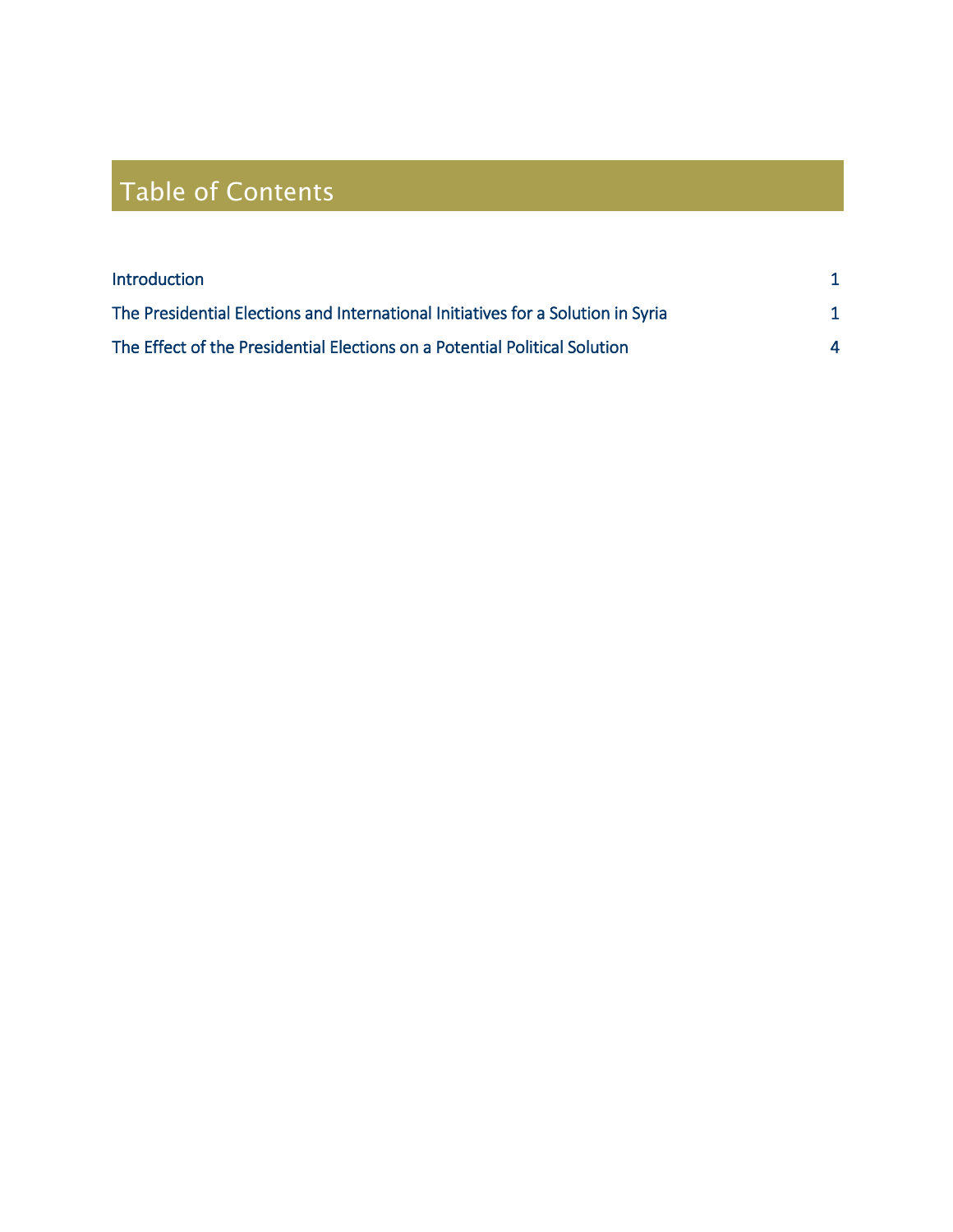# Table of Contents

| | |
|---|---|
| Introduction | 1 |
| The Presidential Elections and International Initiatives for a Solution in Syria | 1 |
| The Effect of the Presidential Elections on a Potential Political Solution | 4 |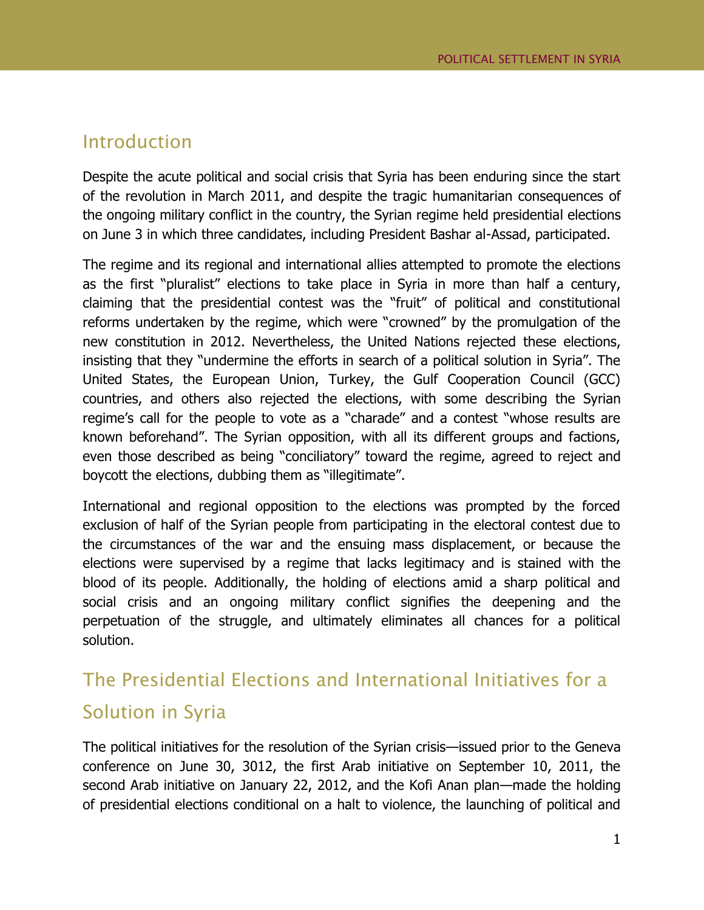## Introduction

Despite the acute political and social crisis that Syria has been enduring since the start of the revolution in March 2011, and despite the tragic humanitarian consequences of the ongoing military conflict in the country, the Syrian regime held presidential elections on June 3 in which three candidates, including President Bashar al-Assad, participated.

The regime and its regional and international allies attempted to promote the elections as the first "pluralist" elections to take place in Syria in more than half a century, claiming that the presidential contest was the "fruit" of political and constitutional reforms undertaken by the regime, which were "crowned" by the promulgation of the new constitution in 2012. Nevertheless, the United Nations rejected these elections, insisting that they "undermine the efforts in search of a political solution in Syria". The United States, the European Union, Turkey, the Gulf Cooperation Council (GCC) countries, and others also rejected the elections, with some describing the Syrian regime's call for the people to vote as a "charade" and a contest "whose results are known beforehand". The Syrian opposition, with all its different groups and factions, even those described as being "conciliatory" toward the regime, agreed to reject and boycott the elections, dubbing them as "illegitimate".

International and regional opposition to the elections was prompted by the forced exclusion of half of the Syrian people from participating in the electoral contest due to the circumstances of the war and the ensuing mass displacement, or because the elections were supervised by a regime that lacks legitimacy and is stained with the blood of its people. Additionally, the holding of elections amid a sharp political and social crisis and an ongoing military conflict signifies the deepening and the perpetuation of the struggle, and ultimately eliminates all chances for a political solution.

## The Presidential Elections and International Initiatives for a Solution in Syria

The political initiatives for the resolution of the Syrian crisis—issued prior to the Geneva conference on June 30, 3012, the first Arab initiative on September 10, 2011, the second Arab initiative on January 22, 2012, and the Kofi Anan plan—made the holding of presidential elections conditional on a halt to violence, the launching of political and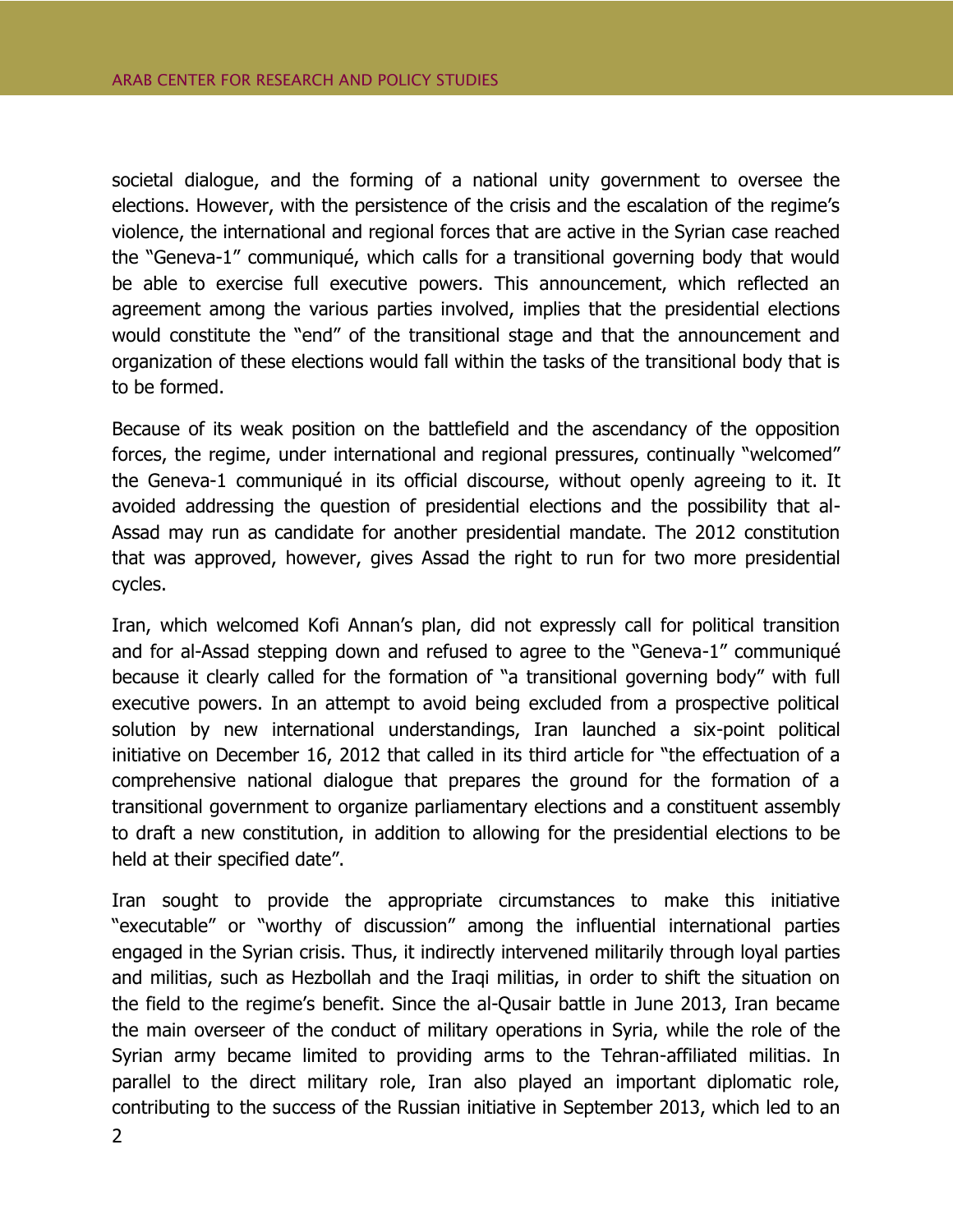societal dialogue, and the forming of a national unity government to oversee the elections. However, with the persistence of the crisis and the escalation of the regime's violence, the international and regional forces that are active in the Syrian case reached the "Geneva-1" communiqué, which calls for a transitional governing body that would be able to exercise full executive powers. This announcement, which reflected an agreement among the various parties involved, implies that the presidential elections would constitute the "end" of the transitional stage and that the announcement and organization of these elections would fall within the tasks of the transitional body that is to be formed.

Because of its weak position on the battlefield and the ascendancy of the opposition forces, the regime, under international and regional pressures, continually "welcomed" the Geneva-1 communiqué in its official discourse, without openly agreeing to it. It avoided addressing the question of presidential elections and the possibility that al-Assad may run as candidate for another presidential mandate. The 2012 constitution that was approved, however, gives Assad the right to run for two more presidential cycles.

Iran, which welcomed Kofi Annan's plan, did not expressly call for political transition and for al-Assad stepping down and refused to agree to the "Geneva-1" communiqué because it clearly called for the formation of "a transitional governing body" with full executive powers. In an attempt to avoid being excluded from a prospective political solution by new international understandings, Iran launched a six-point political initiative on December 16, 2012 that called in its third article for "the effectuation of a comprehensive national dialogue that prepares the ground for the formation of a transitional government to organize parliamentary elections and a constituent assembly to draft a new constitution, in addition to allowing for the presidential elections to be held at their specified date".

Iran sought to provide the appropriate circumstances to make this initiative "executable" or "worthy of discussion" among the influential international parties engaged in the Syrian crisis. Thus, it indirectly intervened militarily through loyal parties and militias, such as Hezbollah and the Iraqi militias, in order to shift the situation on the field to the regime's benefit. Since the al-Qusair battle in June 2013, Iran became the main overseer of the conduct of military operations in Syria, while the role of the Syrian army became limited to providing arms to the Tehran-affiliated militias. In parallel to the direct military role, Iran also played an important diplomatic role, contributing to the success of the Russian initiative in September 2013, which led to an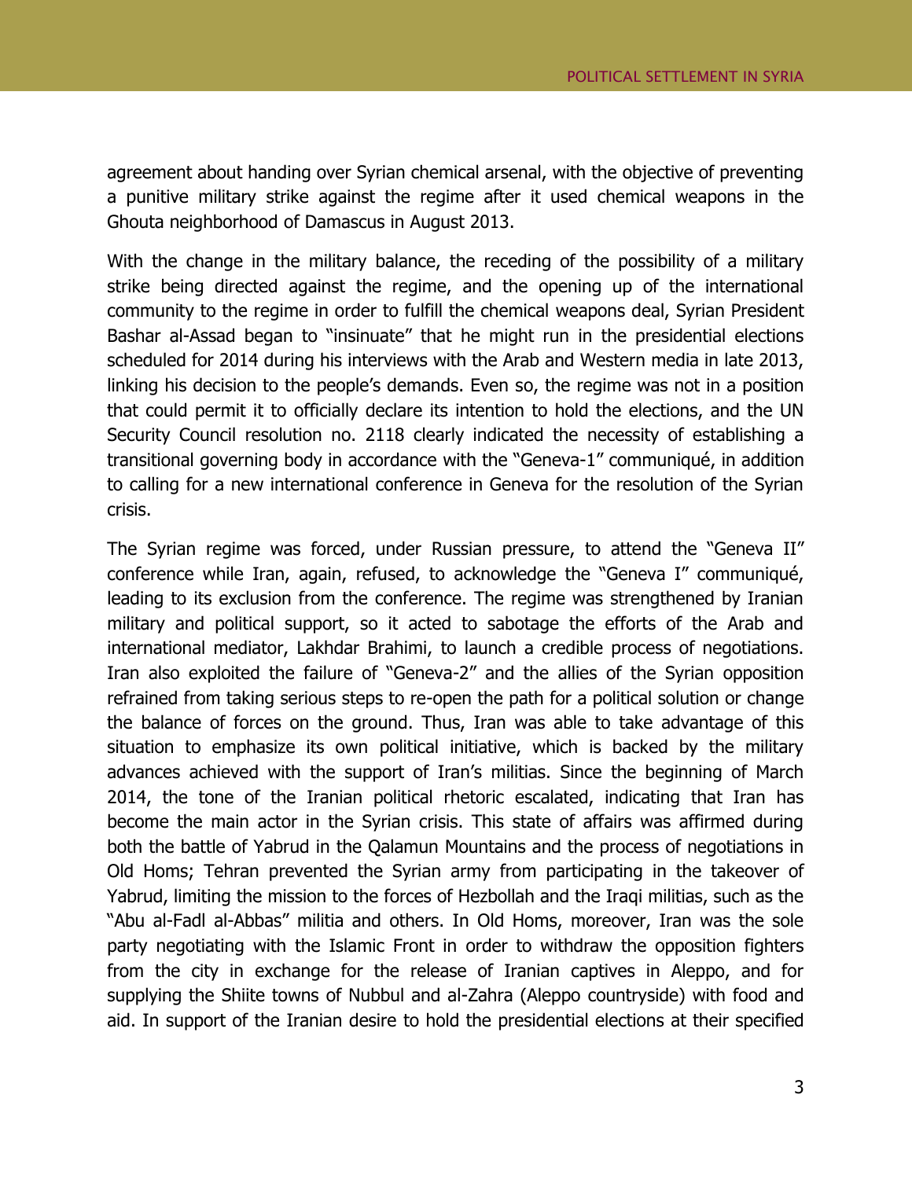agreement about handing over Syrian chemical arsenal, with the objective of preventing a punitive military strike against the regime after it used chemical weapons in the Ghouta neighborhood of Damascus in August 2013.

With the change in the military balance, the receding of the possibility of a military strike being directed against the regime, and the opening up of the international community to the regime in order to fulfill the chemical weapons deal, Syrian President Bashar al-Assad began to "insinuate" that he might run in the presidential elections scheduled for 2014 during his interviews with the Arab and Western media in late 2013, linking his decision to the people's demands. Even so, the regime was not in a position that could permit it to officially declare its intention to hold the elections, and the UN Security Council resolution no. 2118 clearly indicated the necessity of establishing a transitional governing body in accordance with the "Geneva-1" communiqué, in addition to calling for a new international conference in Geneva for the resolution of the Syrian crisis.

The Syrian regime was forced, under Russian pressure, to attend the "Geneva II" conference while Iran, again, refused, to acknowledge the "Geneva I" communiqué, leading to its exclusion from the conference. The regime was strengthened by Iranian military and political support, so it acted to sabotage the efforts of the Arab and international mediator, Lakhdar Brahimi, to launch a credible process of negotiations. Iran also exploited the failure of "Geneva-2" and the allies of the Syrian opposition refrained from taking serious steps to re-open the path for a political solution or change the balance of forces on the ground. Thus, Iran was able to take advantage of this situation to emphasize its own political initiative, which is backed by the military advances achieved with the support of Iran's militias. Since the beginning of March 2014, the tone of the Iranian political rhetoric escalated, indicating that Iran has become the main actor in the Syrian crisis. This state of affairs was affirmed during both the battle of Yabrud in the Qalamun Mountains and the process of negotiations in Old Homs; Tehran prevented the Syrian army from participating in the takeover of Yabrud, limiting the mission to the forces of Hezbollah and the Iraqi militias, such as the "Abu al-Fadl al-Abbas" militia and others. In Old Homs, moreover, Iran was the sole party negotiating with the Islamic Front in order to withdraw the opposition fighters from the city in exchange for the release of Iranian captives in Aleppo, and for supplying the Shiite towns of Nubbul and al-Zahra (Aleppo countryside) with food and aid. In support of the Iranian desire to hold the presidential elections at their specified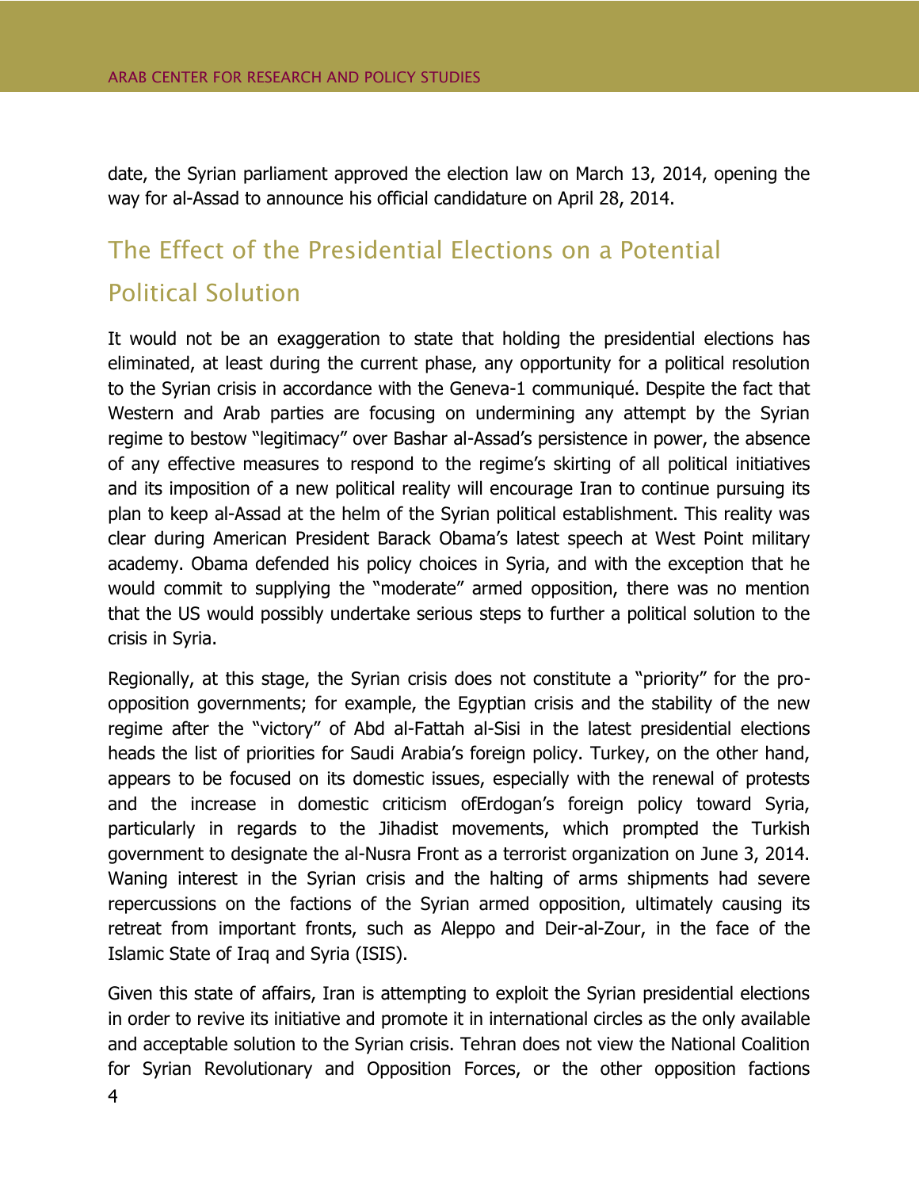date, the Syrian parliament approved the election law on March 13, 2014, opening the way for al-Assad to announce his official candidature on April 28, 2014.

## The Effect of the Presidential Elections on a Potential Political Solution

It would not be an exaggeration to state that holding the presidential elections has eliminated, at least during the current phase, any opportunity for a political resolution to the Syrian crisis in accordance with the Geneva-1 communiqué. Despite the fact that Western and Arab parties are focusing on undermining any attempt by the Syrian regime to bestow "legitimacy" over Bashar al-Assad's persistence in power, the absence of any effective measures to respond to the regime's skirting of all political initiatives and its imposition of a new political reality will encourage Iran to continue pursuing its plan to keep al-Assad at the helm of the Syrian political establishment. This reality was clear during American President Barack Obama's latest speech at West Point military academy. Obama defended his policy choices in Syria, and with the exception that he would commit to supplying the "moderate" armed opposition, there was no mention that the US would possibly undertake serious steps to further a political solution to the crisis in Syria.

Regionally, at this stage, the Syrian crisis does not constitute a "priority" for the pro-opposition governments; for example, the Egyptian crisis and the stability of the new regime after the "victory" of Abd al-Fattah al-Sisi in the latest presidential elections heads the list of priorities for Saudi Arabia's foreign policy. Turkey, on the other hand, appears to be focused on its domestic issues, especially with the renewal of protests and the increase in domestic criticism ofErdogan's foreign policy toward Syria, particularly in regards to the Jihadist movements, which prompted the Turkish government to designate the al-Nusra Front as a terrorist organization on June 3, 2014. Waning interest in the Syrian crisis and the halting of arms shipments had severe repercussions on the factions of the Syrian armed opposition, ultimately causing its retreat from important fronts, such as Aleppo and Deir-al-Zour, in the face of the Islamic State of Iraq and Syria (ISIS).

Given this state of affairs, Iran is attempting to exploit the Syrian presidential elections in order to revive its initiative and promote it in international circles as the only available and acceptable solution to the Syrian crisis. Tehran does not view the National Coalition for Syrian Revolutionary and Opposition Forces, or the other opposition factions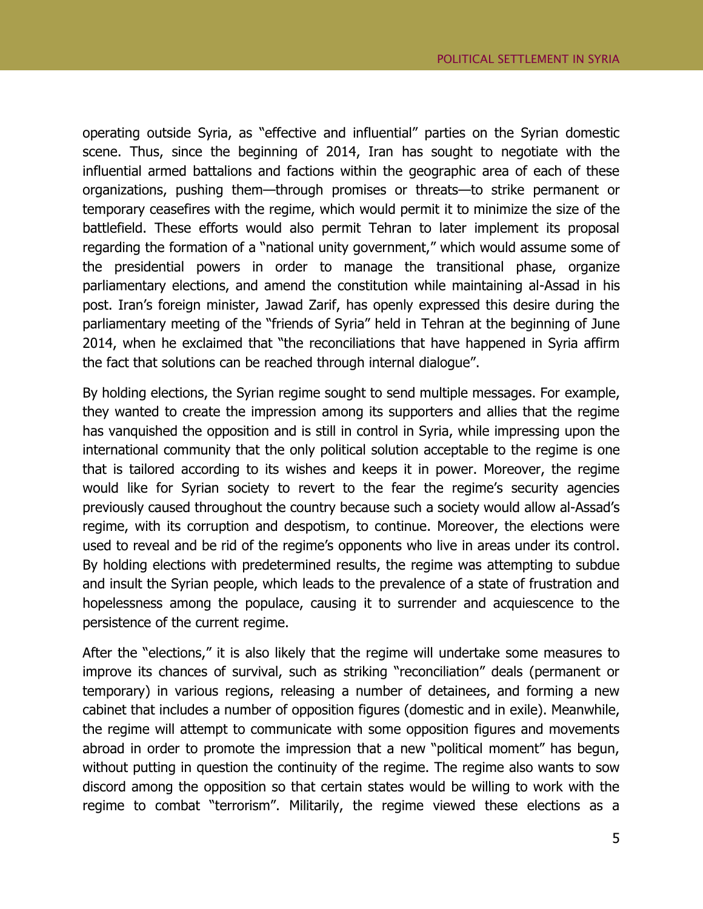operating outside Syria, as "effective and influential" parties on the Syrian domestic scene. Thus, since the beginning of 2014, Iran has sought to negotiate with the influential armed battalions and factions within the geographic area of each of these organizations, pushing them—through promises or threats—to strike permanent or temporary ceasefires with the regime, which would permit it to minimize the size of the battlefield. These efforts would also permit Tehran to later implement its proposal regarding the formation of a "national unity government," which would assume some of the presidential powers in order to manage the transitional phase, organize parliamentary elections, and amend the constitution while maintaining al-Assad in his post. Iran's foreign minister, Jawad Zarif, has openly expressed this desire during the parliamentary meeting of the "friends of Syria" held in Tehran at the beginning of June 2014, when he exclaimed that "the reconciliations that have happened in Syria affirm the fact that solutions can be reached through internal dialogue".

By holding elections, the Syrian regime sought to send multiple messages. For example, they wanted to create the impression among its supporters and allies that the regime has vanquished the opposition and is still in control in Syria, while impressing upon the international community that the only political solution acceptable to the regime is one that is tailored according to its wishes and keeps it in power. Moreover, the regime would like for Syrian society to revert to the fear the regime's security agencies previously caused throughout the country because such a society would allow al-Assad's regime, with its corruption and despotism, to continue. Moreover, the elections were used to reveal and be rid of the regime's opponents who live in areas under its control. By holding elections with predetermined results, the regime was attempting to subdue and insult the Syrian people, which leads to the prevalence of a state of frustration and hopelessness among the populace, causing it to surrender and acquiescence to the persistence of the current regime.

After the "elections," it is also likely that the regime will undertake some measures to improve its chances of survival, such as striking "reconciliation" deals (permanent or temporary) in various regions, releasing a number of detainees, and forming a new cabinet that includes a number of opposition figures (domestic and in exile). Meanwhile, the regime will attempt to communicate with some opposition figures and movements abroad in order to promote the impression that a new "political moment" has begun, without putting in question the continuity of the regime. The regime also wants to sow discord among the opposition so that certain states would be willing to work with the regime to combat "terrorism". Militarily, the regime viewed these elections as a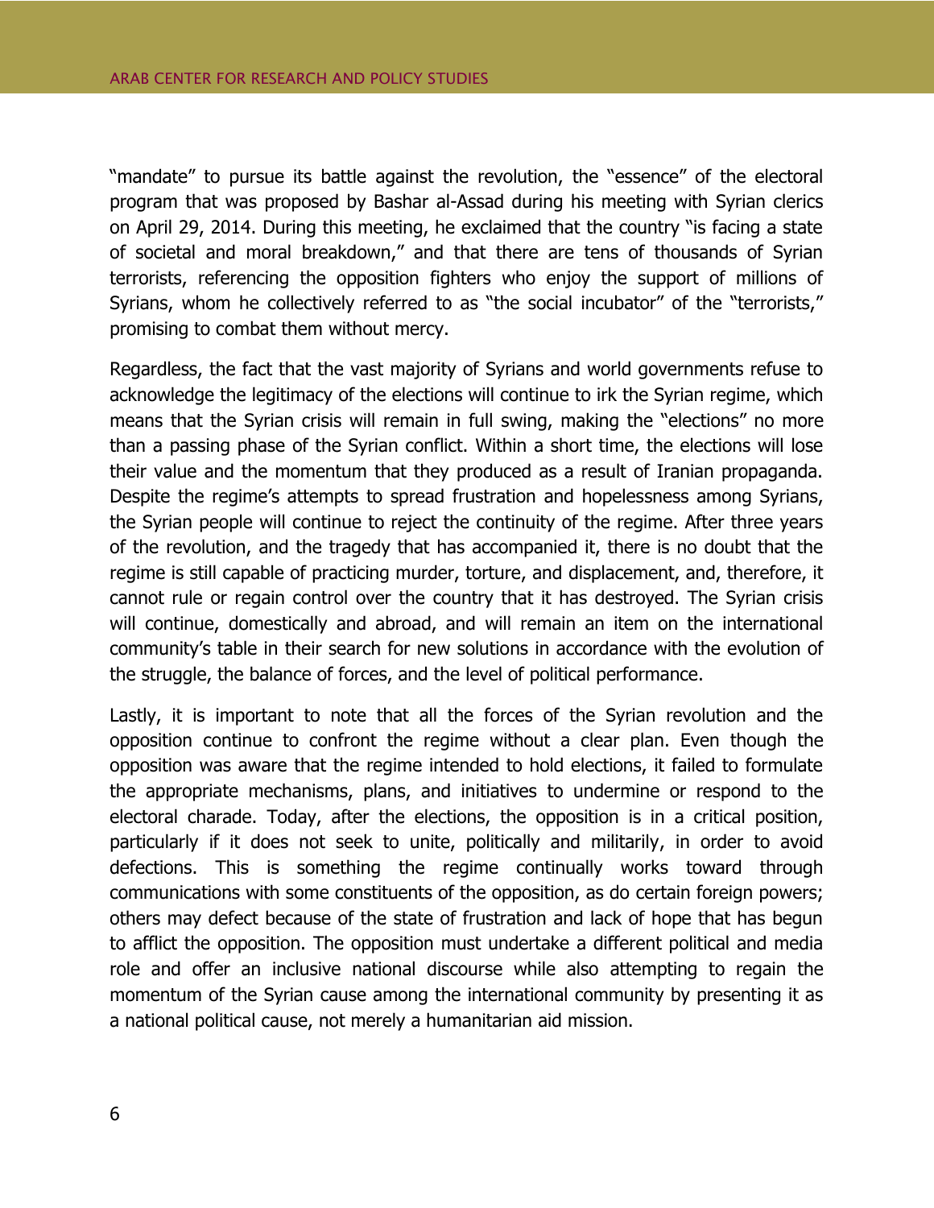"mandate" to pursue its battle against the revolution, the "essence" of the electoral program that was proposed by Bashar al-Assad during his meeting with Syrian clerics on April 29, 2014. During this meeting, he exclaimed that the country "is facing a state of societal and moral breakdown," and that there are tens of thousands of Syrian terrorists, referencing the opposition fighters who enjoy the support of millions of Syrians, whom he collectively referred to as "the social incubator" of the "terrorists," promising to combat them without mercy.

Regardless, the fact that the vast majority of Syrians and world governments refuse to acknowledge the legitimacy of the elections will continue to irk the Syrian regime, which means that the Syrian crisis will remain in full swing, making the "elections" no more than a passing phase of the Syrian conflict. Within a short time, the elections will lose their value and the momentum that they produced as a result of Iranian propaganda. Despite the regime's attempts to spread frustration and hopelessness among Syrians, the Syrian people will continue to reject the continuity of the regime. After three years of the revolution, and the tragedy that has accompanied it, there is no doubt that the regime is still capable of practicing murder, torture, and displacement, and, therefore, it cannot rule or regain control over the country that it has destroyed. The Syrian crisis will continue, domestically and abroad, and will remain an item on the international community's table in their search for new solutions in accordance with the evolution of the struggle, the balance of forces, and the level of political performance.

Lastly, it is important to note that all the forces of the Syrian revolution and the opposition continue to confront the regime without a clear plan. Even though the opposition was aware that the regime intended to hold elections, it failed to formulate the appropriate mechanisms, plans, and initiatives to undermine or respond to the electoral charade. Today, after the elections, the opposition is in a critical position, particularly if it does not seek to unite, politically and militarily, in order to avoid defections. This is something the regime continually works toward through communications with some constituents of the opposition, as do certain foreign powers; others may defect because of the state of frustration and lack of hope that has begun to afflict the opposition. The opposition must undertake a different political and media role and offer an inclusive national discourse while also attempting to regain the momentum of the Syrian cause among the international community by presenting it as a national political cause, not merely a humanitarian aid mission.